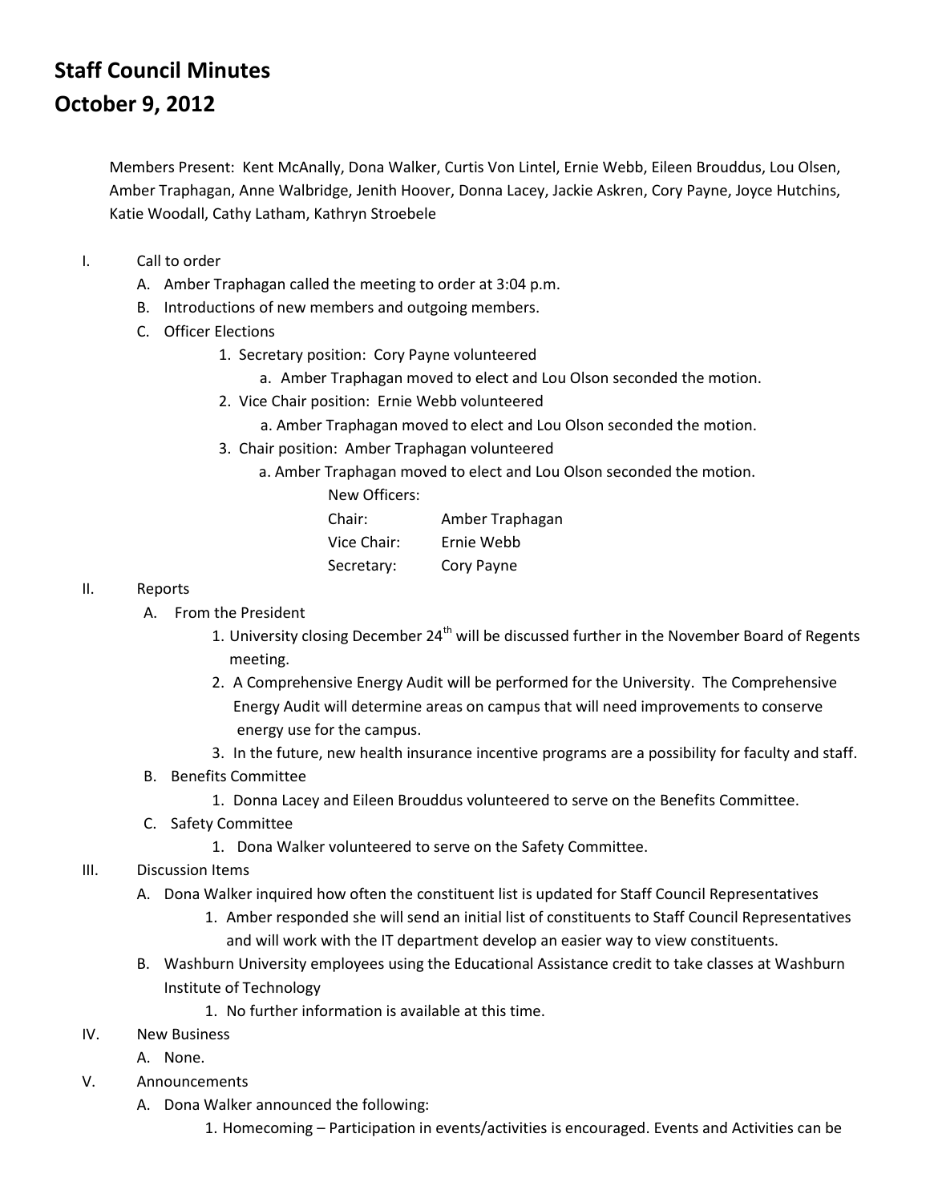# Staff Council Minutes
# October 9, 2012

Members Present: Kent McAnally, Dona Walker, Curtis Von Lintel, Ernie Webb, Eileen Brouddus, Lou Olsen, Amber Traphagan, Anne Walbridge, Jenith Hoover, Donna Lacey, Jackie Askren, Cory Payne, Joyce Hutchins, Katie Woodall, Cathy Latham, Kathryn Stroebele

I. Call to order
   A. Amber Traphagan called the meeting to order at 3:04 p.m.
   B. Introductions of new members and outgoing members.
   C. Officer Elections
      1. Secretary position: Cory Payne volunteered
         a. Amber Traphagan moved to elect and Lou Olson seconded the motion.
      2. Vice Chair position: Ernie Webb volunteered
         a. Amber Traphagan moved to elect and Lou Olson seconded the motion.
      3. Chair position: Amber Traphagan volunteered
         a. Amber Traphagan moved to elect and Lou Olson seconded the motion.

| New Officers: | |
|---|---|
| Chair: | Amber Traphagan |
| Vice Chair: | Ernie Webb |
| Secretary: | Cory Payne |

II. Reports
   A. From the President
      1. University closing December 24th will be discussed further in the November Board of Regents meeting.
      2. A Comprehensive Energy Audit will be performed for the University. The Comprehensive Energy Audit will determine areas on campus that will need improvements to conserve energy use for the campus.
      3. In the future, new health insurance incentive programs are a possibility for faculty and staff.
   B. Benefits Committee
      1. Donna Lacey and Eileen Brouddus volunteered to serve on the Benefits Committee.
   C. Safety Committee
      1. Dona Walker volunteered to serve on the Safety Committee.

III. Discussion Items
   A. Dona Walker inquired how often the constituent list is updated for Staff Council Representatives
      1. Amber responded she will send an initial list of constituents to Staff Council Representatives and will work with the IT department develop an easier way to view constituents.
   B. Washburn University employees using the Educational Assistance credit to take classes at Washburn Institute of Technology
      1. No further information is available at this time.

IV. New Business
   A. None.

V. Announcements
   A. Dona Walker announced the following:
      1. Homecoming – Participation in events/activities is encouraged. Events and Activities can be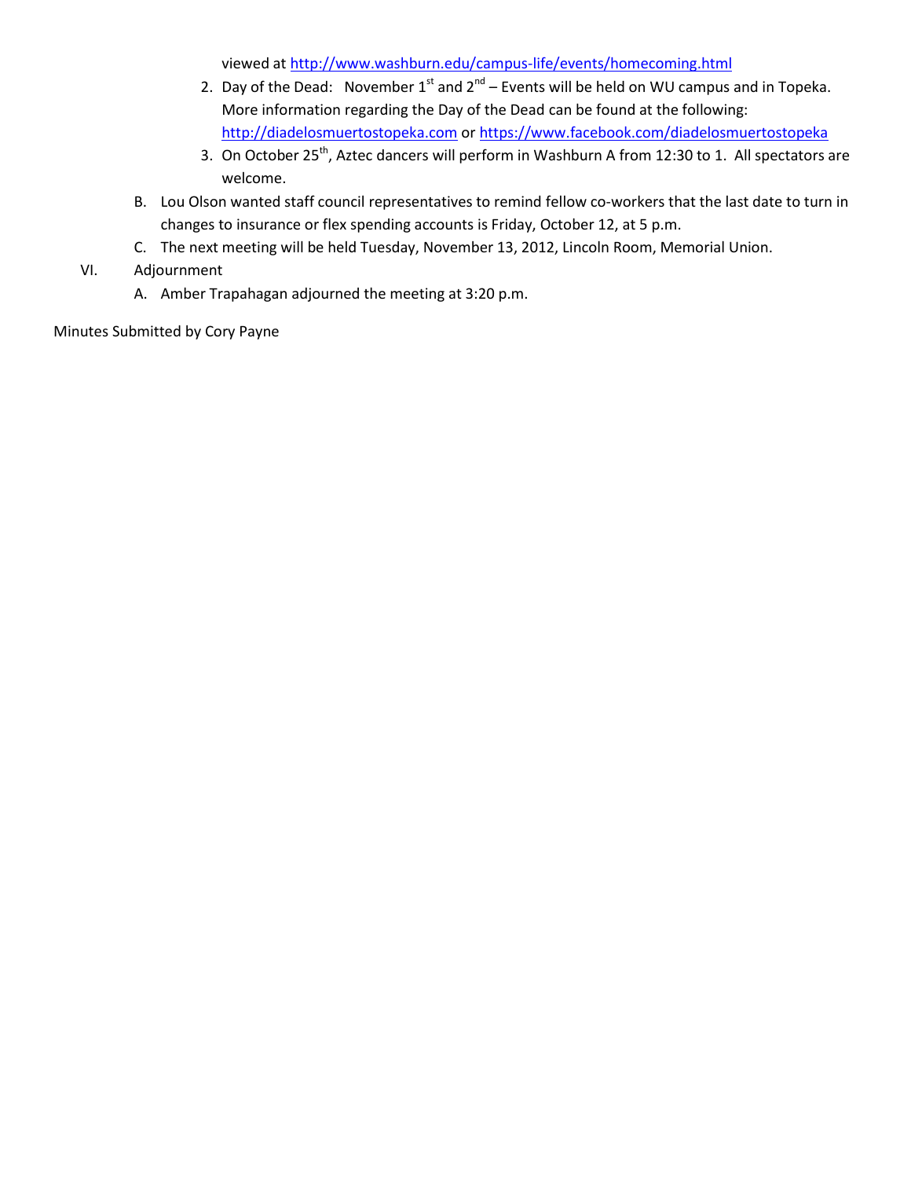viewed at http://www.washburn.edu/campus-life/events/homecoming.html

2. Day of the Dead: November 1st and 2nd – Events will be held on WU campus and in Topeka. More information regarding the Day of the Dead can be found at the following: http://diadelosmuertostopeka.com or https://www.facebook.com/diadelosmuertostopeka
3. On October 25th, Aztec dancers will perform in Washburn A from 12:30 to 1. All spectators are welcome.

B. Lou Olson wanted staff council representatives to remind fellow co-workers that the last date to turn in changes to insurance or flex spending accounts is Friday, October 12, at 5 p.m.

C. The next meeting will be held Tuesday, November 13, 2012, Lincoln Room, Memorial Union.

VI. Adjournment

A. Amber Trapahagan adjourned the meeting at 3:20 p.m.

Minutes Submitted by Cory Payne